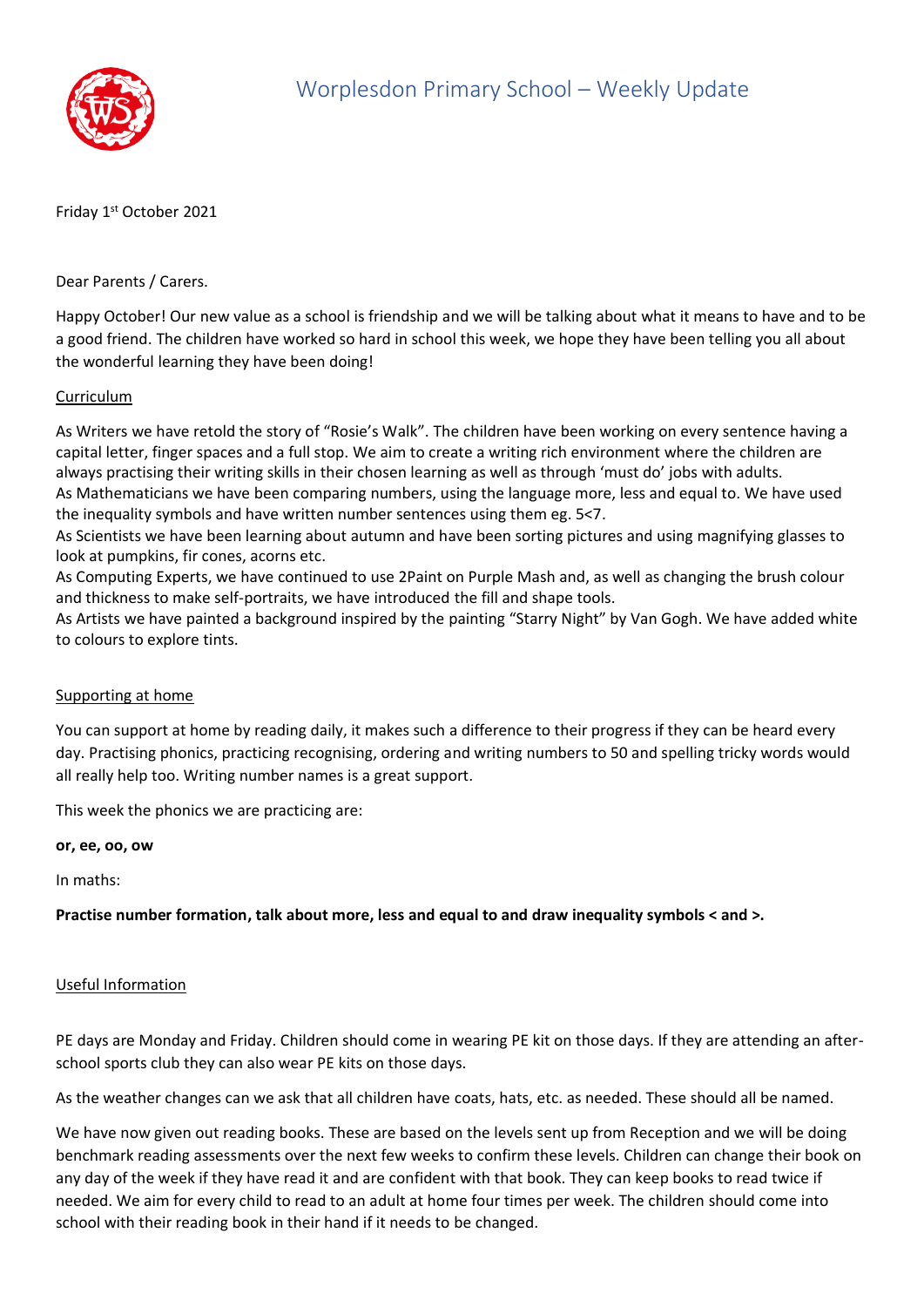# Worplesdon Primary School – Weekly Update

Friday 1st October 2021

Dear Parents / Carers.

Happy October! Our new value as a school is friendship and we will be talking about what it means to have and to be a good friend. The children have worked so hard in school this week, we hope they have been telling you all about the wonderful learning they have been doing!

## Curriculum

As Writers we have retold the story of "Rosie's Walk". The children have been working on every sentence having a capital letter, finger spaces and a full stop. We aim to create a writing rich environment where the children are always practising their writing skills in their chosen learning as well as through 'must do' jobs with adults.
As Mathematicians we have been comparing numbers, using the language more, less and equal to. We have used the inequality symbols and have written number sentences using them eg. 5<7.
As Scientists we have been learning about autumn and have been sorting pictures and using magnifying glasses to look at pumpkins, fir cones, acorns etc.
As Computing Experts, we have continued to use 2Paint on Purple Mash and, as well as changing the brush colour and thickness to make self-portraits, we have introduced the fill and shape tools.
As Artists we have painted a background inspired by the painting "Starry Night" by Van Gogh. We have added white to colours to explore tints.

## Supporting at home

You can support at home by reading daily, it makes such a difference to their progress if they can be heard every day. Practising phonics, practicing recognising, ordering and writing numbers to 50 and spelling tricky words would all really help too. Writing number names is a great support.

This week the phonics we are practicing are:

**or, ee, oo, ow**

In maths:

**Practise number formation, talk about more, less and equal to and draw inequality symbols < and >.**

## Useful Information

PE days are Monday and Friday. Children should come in wearing PE kit on those days. If they are attending an after-school sports club they can also wear PE kits on those days.

As the weather changes can we ask that all children have coats, hats, etc. as needed. These should all be named.

We have now given out reading books. These are based on the levels sent up from Reception and we will be doing benchmark reading assessments over the next few weeks to confirm these levels. Children can change their book on any day of the week if they have read it and are confident with that book. They can keep books to read twice if needed. We aim for every child to read to an adult at home four times per week. The children should come into school with their reading book in their hand if it needs to be changed.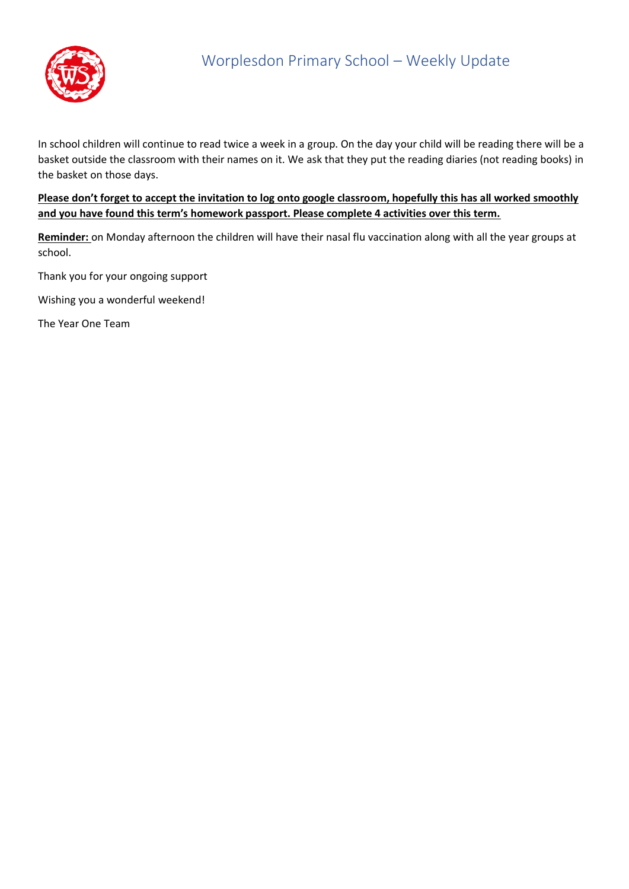# Worplesdon Primary School – Weekly Update

In school children will continue to read twice a week in a group. On the day your child will be reading there will be a basket outside the classroom with their names on it. We ask that they put the reading diaries (not reading books) in the basket on those days.

<u>**Please don't forget to accept the invitation to log onto google classroom, hopefully this has all worked smoothly and you have found this term's homework passport. Please complete 4 activities over this term.**</u>

<u>**Reminder:**</u> on Monday afternoon the children will have their nasal flu vaccination along with all the year groups at school.

Thank you for your ongoing support

Wishing you a wonderful weekend!

The Year One Team